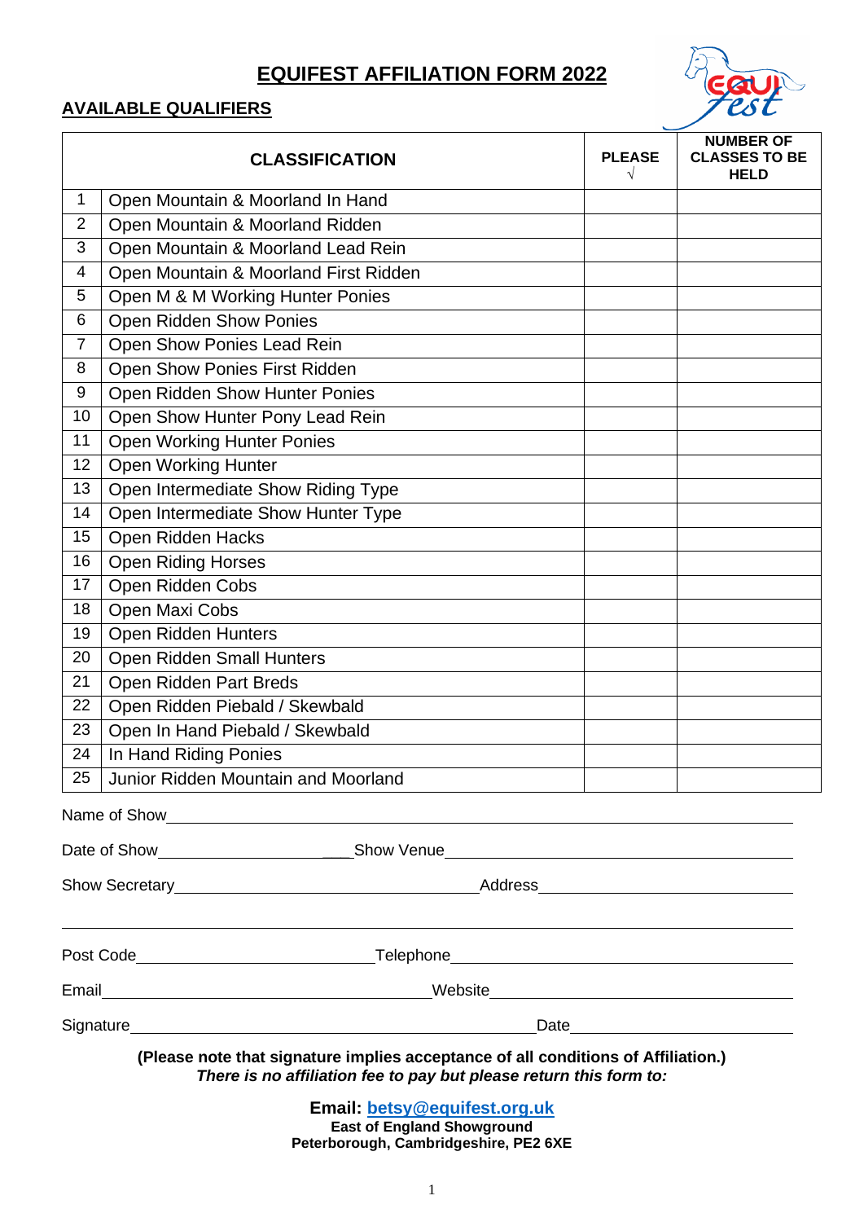# EQUIFEST AFFILIATION FORM 2022

## AVAILABLE QUALIFIERS

| | CLASSIFICATION | PLEASE √ | NUMBER OF CLASSES TO BE HELD |
|---|---|---|---|
| 1 | Open Mountain & Moorland In Hand | | |
| 2 | Open Mountain & Moorland Ridden | | |
| 3 | Open Mountain & Moorland Lead Rein | | |
| 4 | Open Mountain & Moorland First Ridden | | |
| 5 | Open M & M Working Hunter Ponies | | |
| 6 | Open Ridden Show Ponies | | |
| 7 | Open Show Ponies Lead Rein | | |
| 8 | Open Show Ponies First Ridden | | |
| 9 | Open Ridden Show Hunter Ponies | | |
| 10 | Open Show Hunter Pony Lead Rein | | |
| 11 | Open Working Hunter Ponies | | |
| 12 | Open Working Hunter | | |
| 13 | Open Intermediate Show Riding Type | | |
| 14 | Open Intermediate Show Hunter Type | | |
| 15 | Open Ridden Hacks | | |
| 16 | Open Riding Horses | | |
| 17 | Open Ridden Cobs | | |
| 18 | Open Maxi Cobs | | |
| 19 | Open Ridden Hunters | | |
| 20 | Open Ridden Small Hunters | | |
| 21 | Open Ridden Part Breds | | |
| 22 | Open Ridden Piebald / Skewbald | | |
| 23 | Open In Hand Piebald / Skewbald | | |
| 24 | In Hand Riding Ponies | | |
| 25 | Junior Ridden Mountain and Moorland | | |

Name of Show\_\_\_\_\_\_\_\_\_\_\_\_\_\_\_\_\_\_\_\_\_\_\_\_\_\_\_\_\_\_\_\_\_\_\_\_\_\_\_\_

Date of Show\_\_\_\_\_\_\_\_\_\_\_\_\_\_\_\_\_\_\_\_ Show Venue\_\_\_\_\_\_\_\_\_\_\_\_\_\_\_\_\_\_\_\_

Show Secretary\_\_\_\_\_\_\_\_\_\_\_\_\_\_\_\_\_\_\_\_ Address\_\_\_\_\_\_\_\_\_\_\_\_\_\_\_\_\_\_\_\_

\_\_\_\_\_\_\_\_\_\_\_\_\_\_\_\_\_\_\_\_\_\_\_\_\_\_\_\_\_\_\_\_\_\_\_\_\_\_\_\_

Post Code\_\_\_\_\_\_\_\_\_\_\_\_\_\_\_\_\_\_\_\_ Telephone\_\_\_\_\_\_\_\_\_\_\_\_\_\_\_\_\_\_\_\_

Email\_\_\_\_\_\_\_\_\_\_\_\_\_\_\_\_\_\_\_\_ Website\_\_\_\_\_\_\_\_\_\_\_\_\_\_\_\_\_\_\_\_

Signature\_\_\_\_\_\_\_\_\_\_\_\_\_\_\_\_\_\_\_\_ Date\_\_\_\_\_\_\_\_\_\_\_\_\_\_\_\_\_\_\_\_

**(Please note that signature implies acceptance of all conditions of Affiliation.)**
***There is no affiliation fee to pay but please return this form to:***

**Email: betsy@equifest.org.uk**
**East of England Showground**
**Peterborough, Cambridgeshire, PE2 6XE**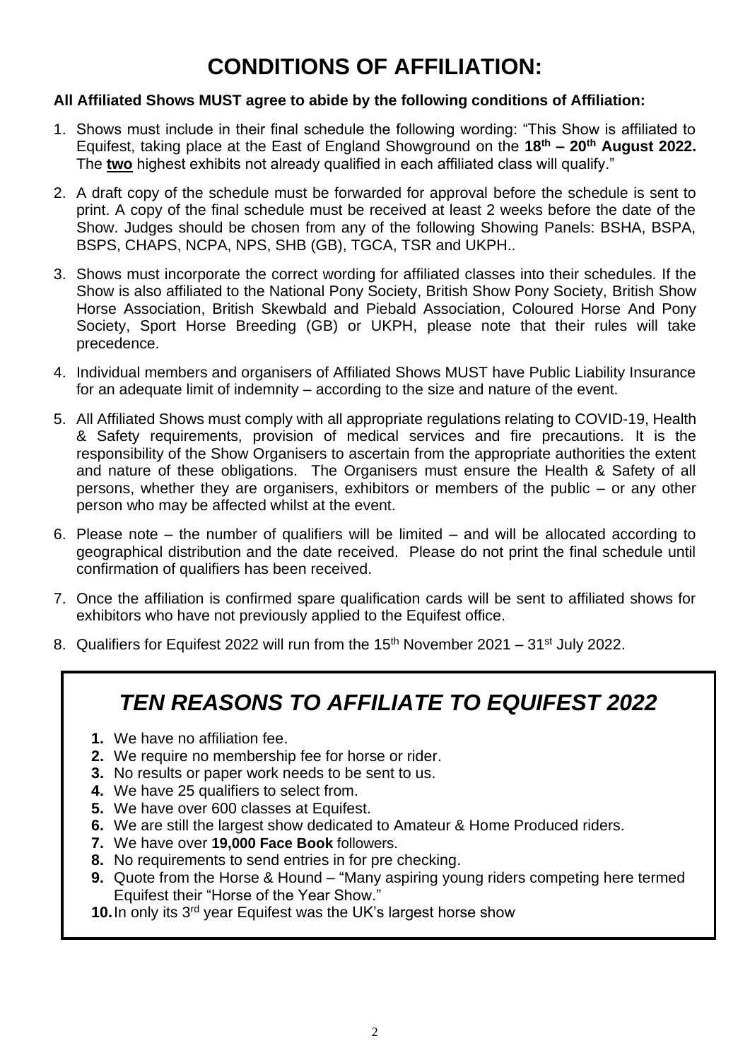# CONDITIONS OF AFFILIATION:

**All Affiliated Shows MUST agree to abide by the following conditions of Affiliation:**

1. Shows must include in their final schedule the following wording: "This Show is affiliated to Equifest, taking place at the East of England Showground on the **18th – 20th August 2022.** The **two** highest exhibits not already qualified in each affiliated class will qualify."
2. A draft copy of the schedule must be forwarded for approval before the schedule is sent to print. A copy of the final schedule must be received at least 2 weeks before the date of the Show. Judges should be chosen from any of the following Showing Panels: BSHA, BSPA, BSPS, CHAPS, NCPA, NPS, SHB (GB), TGCA, TSR and UKPH..
3. Shows must incorporate the correct wording for affiliated classes into their schedules. If the Show is also affiliated to the National Pony Society, British Show Pony Society, British Show Horse Association, British Skewbald and Piebald Association, Coloured Horse And Pony Society, Sport Horse Breeding (GB) or UKPH, please note that their rules will take precedence.
4. Individual members and organisers of Affiliated Shows MUST have Public Liability Insurance for an adequate limit of indemnity – according to the size and nature of the event.
5. All Affiliated Shows must comply with all appropriate regulations relating to COVID-19, Health & Safety requirements, provision of medical services and fire precautions. It is the responsibility of the Show Organisers to ascertain from the appropriate authorities the extent and nature of these obligations. The Organisers must ensure the Health & Safety of all persons, whether they are organisers, exhibitors or members of the public – or any other person who may be affected whilst at the event.
6. Please note – the number of qualifiers will be limited – and will be allocated according to geographical distribution and the date received. Please do not print the final schedule until confirmation of qualifiers has been received.
7. Once the affiliation is confirmed spare qualification cards will be sent to affiliated shows for exhibitors who have not previously applied to the Equifest office.
8. Qualifiers for Equifest 2022 will run from the 15th November 2021 – 31st July 2022.

## *TEN REASONS TO AFFILIATE TO EQUIFEST 2022*

1. We have no affiliation fee.
2. We require no membership fee for horse or rider.
3. No results or paper work needs to be sent to us.
4. We have 25 qualifiers to select from.
5. We have over 600 classes at Equifest.
6. We are still the largest show dedicated to Amateur & Home Produced riders.
7. We have over **19,000 Face Book** followers.
8. No requirements to send entries in for pre checking.
9. Quote from the Horse & Hound – "Many aspiring young riders competing here termed Equifest their "Horse of the Year Show."
10. In only its 3rd year Equifest was the UK's largest horse show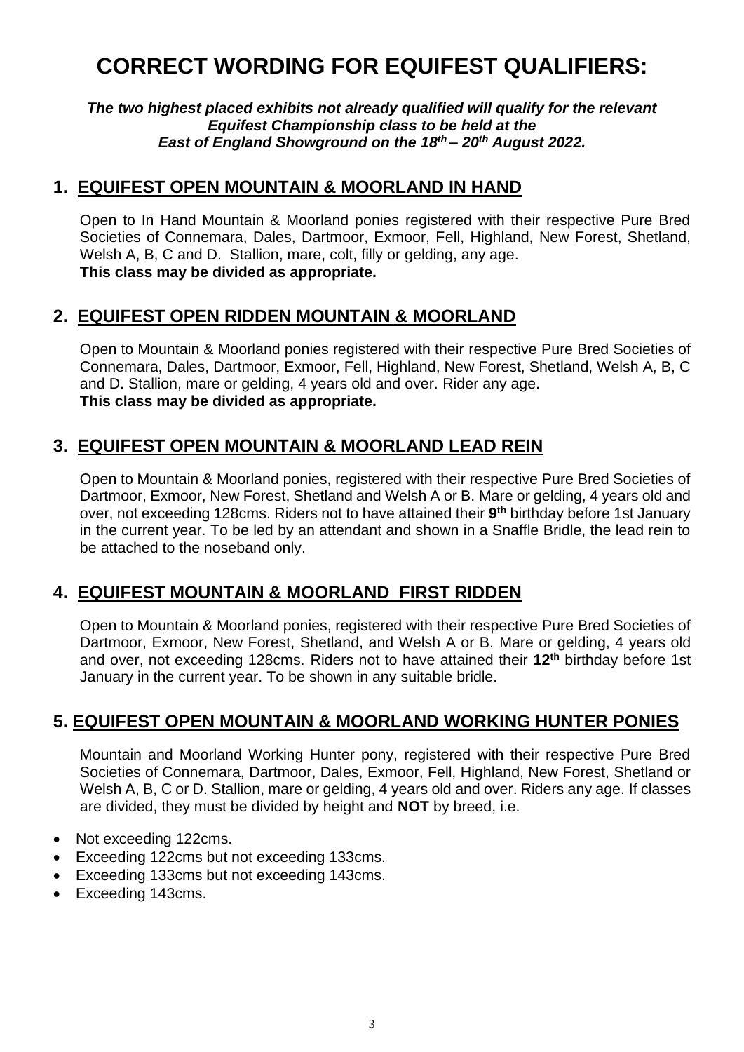# CORRECT WORDING FOR EQUIFEST QUALIFIERS:

***The two highest placed exhibits not already qualified will qualify for the relevant Equifest Championship class to be held at the East of England Showground on the 18th – 20th August 2022.***

## 1. EQUIFEST OPEN MOUNTAIN & MOORLAND IN HAND

Open to In Hand Mountain & Moorland ponies registered with their respective Pure Bred Societies of Connemara, Dales, Dartmoor, Exmoor, Fell, Highland, New Forest, Shetland, Welsh A, B, C and D. Stallion, mare, colt, filly or gelding, any age.
**This class may be divided as appropriate.**

## 2. EQUIFEST OPEN RIDDEN MOUNTAIN & MOORLAND

Open to Mountain & Moorland ponies registered with their respective Pure Bred Societies of Connemara, Dales, Dartmoor, Exmoor, Fell, Highland, New Forest, Shetland, Welsh A, B, C and D. Stallion, mare or gelding, 4 years old and over. Rider any age.
**This class may be divided as appropriate.**

## 3. EQUIFEST OPEN MOUNTAIN & MOORLAND LEAD REIN

Open to Mountain & Moorland ponies, registered with their respective Pure Bred Societies of Dartmoor, Exmoor, New Forest, Shetland and Welsh A or B. Mare or gelding, 4 years old and over, not exceeding 128cms. Riders not to have attained their **9th** birthday before 1st January in the current year. To be led by an attendant and shown in a Snaffle Bridle, the lead rein to be attached to the noseband only.

## 4. EQUIFEST MOUNTAIN & MOORLAND FIRST RIDDEN

Open to Mountain & Moorland ponies, registered with their respective Pure Bred Societies of Dartmoor, Exmoor, New Forest, Shetland, and Welsh A or B. Mare or gelding, 4 years old and over, not exceeding 128cms. Riders not to have attained their **12th** birthday before 1st January in the current year. To be shown in any suitable bridle.

## 5. EQUIFEST OPEN MOUNTAIN & MOORLAND WORKING HUNTER PONIES

Mountain and Moorland Working Hunter pony, registered with their respective Pure Bred Societies of Connemara, Dartmoor, Dales, Exmoor, Fell, Highland, New Forest, Shetland or Welsh A, B, C or D. Stallion, mare or gelding, 4 years old and over. Riders any age. If classes are divided, they must be divided by height and **NOT** by breed, i.e.

- Not exceeding 122cms.
- Exceeding 122cms but not exceeding 133cms.
- Exceeding 133cms but not exceeding 143cms.
- Exceeding 143cms.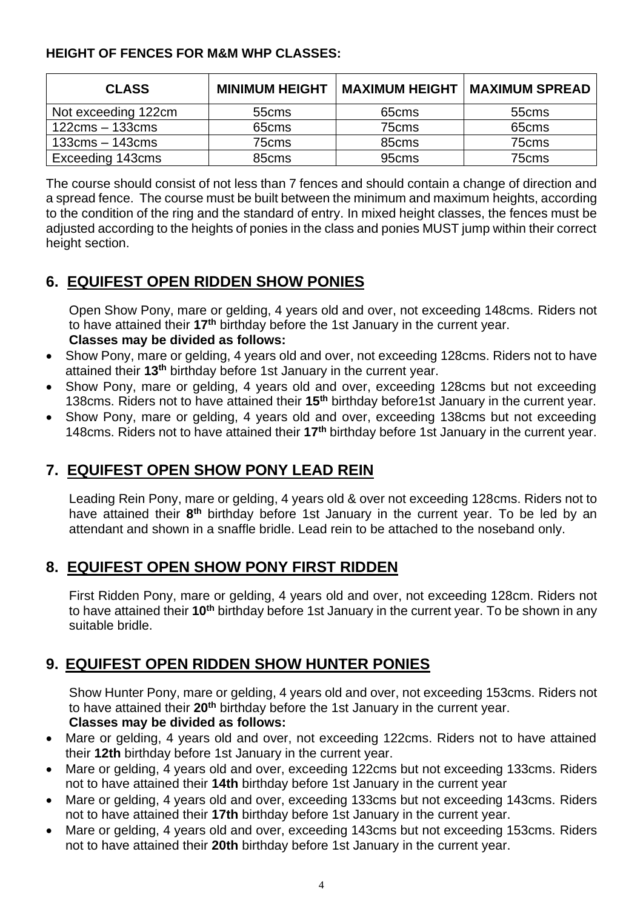**HEIGHT OF FENCES FOR M&M WHP CLASSES:**

| CLASS | MINIMUM HEIGHT | MAXIMUM HEIGHT | MAXIMUM SPREAD |
|---|---|---|---|
| Not exceeding 122cm | 55cms | 65cms | 55cms |
| 122cms – 133cms | 65cms | 75cms | 65cms |
| 133cms – 143cms | 75cms | 85cms | 75cms |
| Exceeding 143cms | 85cms | 95cms | 75cms |

The course should consist of not less than 7 fences and should contain a change of direction and a spread fence. The course must be built between the minimum and maximum heights, according to the condition of the ring and the standard of entry. In mixed height classes, the fences must be adjusted according to the heights of ponies in the class and ponies MUST jump within their correct height section.

## 6. EQUIFEST OPEN RIDDEN SHOW PONIES

Open Show Pony, mare or gelding, 4 years old and over, not exceeding 148cms. Riders not to have attained their **17th** birthday before the 1st January in the current year.
**Classes may be divided as follows:**

- Show Pony, mare or gelding, 4 years old and over, not exceeding 128cms. Riders not to have attained their **13th** birthday before 1st January in the current year.
- Show Pony, mare or gelding, 4 years old and over, exceeding 128cms but not exceeding 138cms. Riders not to have attained their **15th** birthday before1st January in the current year.
- Show Pony, mare or gelding, 4 years old and over, exceeding 138cms but not exceeding 148cms. Riders not to have attained their **17th** birthday before 1st January in the current year.

## 7. EQUIFEST OPEN SHOW PONY LEAD REIN

Leading Rein Pony, mare or gelding, 4 years old & over not exceeding 128cms. Riders not to have attained their **8th** birthday before 1st January in the current year. To be led by an attendant and shown in a snaffle bridle. Lead rein to be attached to the noseband only.

## 8. EQUIFEST OPEN SHOW PONY FIRST RIDDEN

First Ridden Pony, mare or gelding, 4 years old and over, not exceeding 128cm. Riders not to have attained their **10th** birthday before 1st January in the current year. To be shown in any suitable bridle.

## 9. EQUIFEST OPEN RIDDEN SHOW HUNTER PONIES

Show Hunter Pony, mare or gelding, 4 years old and over, not exceeding 153cms. Riders not to have attained their **20th** birthday before the 1st January in the current year.
**Classes may be divided as follows:**

- Mare or gelding, 4 years old and over, not exceeding 122cms. Riders not to have attained their **12th** birthday before 1st January in the current year.
- Mare or gelding, 4 years old and over, exceeding 122cms but not exceeding 133cms. Riders not to have attained their **14th** birthday before 1st January in the current year
- Mare or gelding, 4 years old and over, exceeding 133cms but not exceeding 143cms. Riders not to have attained their **17th** birthday before 1st January in the current year.
- Mare or gelding, 4 years old and over, exceeding 143cms but not exceeding 153cms. Riders not to have attained their **20th** birthday before 1st January in the current year.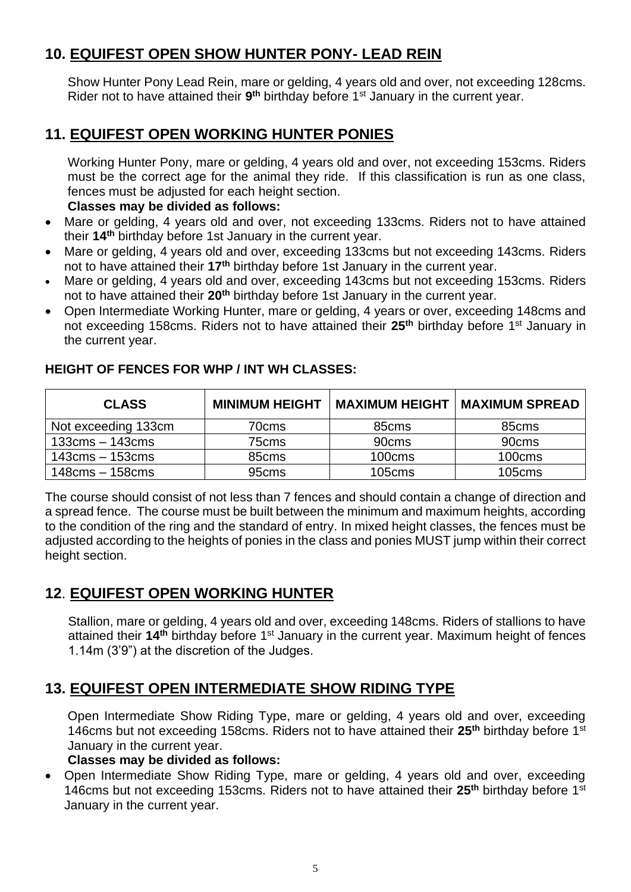## 10. EQUIFEST OPEN SHOW HUNTER PONY- LEAD REIN

Show Hunter Pony Lead Rein, mare or gelding, 4 years old and over, not exceeding 128cms. Rider not to have attained their **9th** birthday before 1st January in the current year.

## 11. EQUIFEST OPEN WORKING HUNTER PONIES

Working Hunter Pony, mare or gelding, 4 years old and over, not exceeding 153cms. Riders must be the correct age for the animal they ride. If this classification is run as one class, fences must be adjusted for each height section.

**Classes may be divided as follows:**

- Mare or gelding, 4 years old and over, not exceeding 133cms. Riders not to have attained their **14th** birthday before 1st January in the current year.
- Mare or gelding, 4 years old and over, exceeding 133cms but not exceeding 143cms. Riders not to have attained their **17th** birthday before 1st January in the current year.
- Mare or gelding, 4 years old and over, exceeding 143cms but not exceeding 153cms. Riders not to have attained their **20th** birthday before 1st January in the current year.
- Open Intermediate Working Hunter, mare or gelding, 4 years or over, exceeding 148cms and not exceeding 158cms. Riders not to have attained their **25th** birthday before 1st January in the current year.

**HEIGHT OF FENCES FOR WHP / INT WH CLASSES:**

| CLASS | MINIMUM HEIGHT | MAXIMUM HEIGHT | MAXIMUM SPREAD |
|---|---|---|---|
| Not exceeding 133cm | 70cms | 85cms | 85cms |
| 133cms – 143cms | 75cms | 90cms | 90cms |
| 143cms – 153cms | 85cms | 100cms | 100cms |
| 148cms – 158cms | 95cms | 105cms | 105cms |

The course should consist of not less than 7 fences and should contain a change of direction and a spread fence. The course must be built between the minimum and maximum heights, according to the condition of the ring and the standard of entry. In mixed height classes, the fences must be adjusted according to the heights of ponies in the class and ponies MUST jump within their correct height section.

## 12. EQUIFEST OPEN WORKING HUNTER

Stallion, mare or gelding, 4 years old and over, exceeding 148cms. Riders of stallions to have attained their **14th** birthday before 1st January in the current year. Maximum height of fences 1.14m (3'9") at the discretion of the Judges.

## 13. EQUIFEST OPEN INTERMEDIATE SHOW RIDING TYPE

Open Intermediate Show Riding Type, mare or gelding, 4 years old and over, exceeding 146cms but not exceeding 158cms. Riders not to have attained their **25th** birthday before 1st January in the current year.

**Classes may be divided as follows:**

- Open Intermediate Show Riding Type, mare or gelding, 4 years old and over, exceeding 146cms but not exceeding 153cms. Riders not to have attained their **25th** birthday before 1st January in the current year.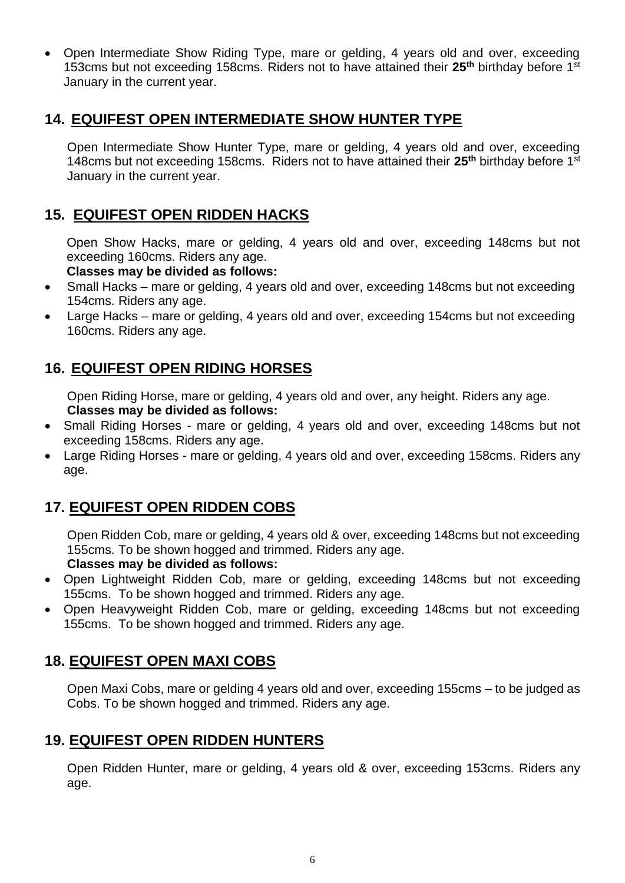- Open Intermediate Show Riding Type, mare or gelding, 4 years old and over, exceeding 153cms but not exceeding 158cms. Riders not to have attained their **25th** birthday before 1st January in the current year.

## 14. EQUIFEST OPEN INTERMEDIATE SHOW HUNTER TYPE

Open Intermediate Show Hunter Type, mare or gelding, 4 years old and over, exceeding 148cms but not exceeding 158cms. Riders not to have attained their **25th** birthday before 1st January in the current year.

## 15. EQUIFEST OPEN RIDDEN HACKS

Open Show Hacks, mare or gelding, 4 years old and over, exceeding 148cms but not exceeding 160cms. Riders any age.

**Classes may be divided as follows:**

- Small Hacks – mare or gelding, 4 years old and over, exceeding 148cms but not exceeding 154cms. Riders any age.
- Large Hacks – mare or gelding, 4 years old and over, exceeding 154cms but not exceeding 160cms. Riders any age.

## 16. EQUIFEST OPEN RIDING HORSES

Open Riding Horse, mare or gelding, 4 years old and over, any height. Riders any age.

**Classes may be divided as follows:**

- Small Riding Horses - mare or gelding, 4 years old and over, exceeding 148cms but not exceeding 158cms. Riders any age.
- Large Riding Horses - mare or gelding, 4 years old and over, exceeding 158cms. Riders any age.

## 17. EQUIFEST OPEN RIDDEN COBS

Open Ridden Cob, mare or gelding, 4 years old & over, exceeding 148cms but not exceeding 155cms. To be shown hogged and trimmed. Riders any age.

**Classes may be divided as follows:**

- Open Lightweight Ridden Cob, mare or gelding, exceeding 148cms but not exceeding 155cms. To be shown hogged and trimmed. Riders any age.
- Open Heavyweight Ridden Cob, mare or gelding, exceeding 148cms but not exceeding 155cms. To be shown hogged and trimmed. Riders any age.

## 18. EQUIFEST OPEN MAXI COBS

Open Maxi Cobs, mare or gelding 4 years old and over, exceeding 155cms – to be judged as Cobs. To be shown hogged and trimmed. Riders any age.

## 19. EQUIFEST OPEN RIDDEN HUNTERS

Open Ridden Hunter, mare or gelding, 4 years old & over, exceeding 153cms. Riders any age.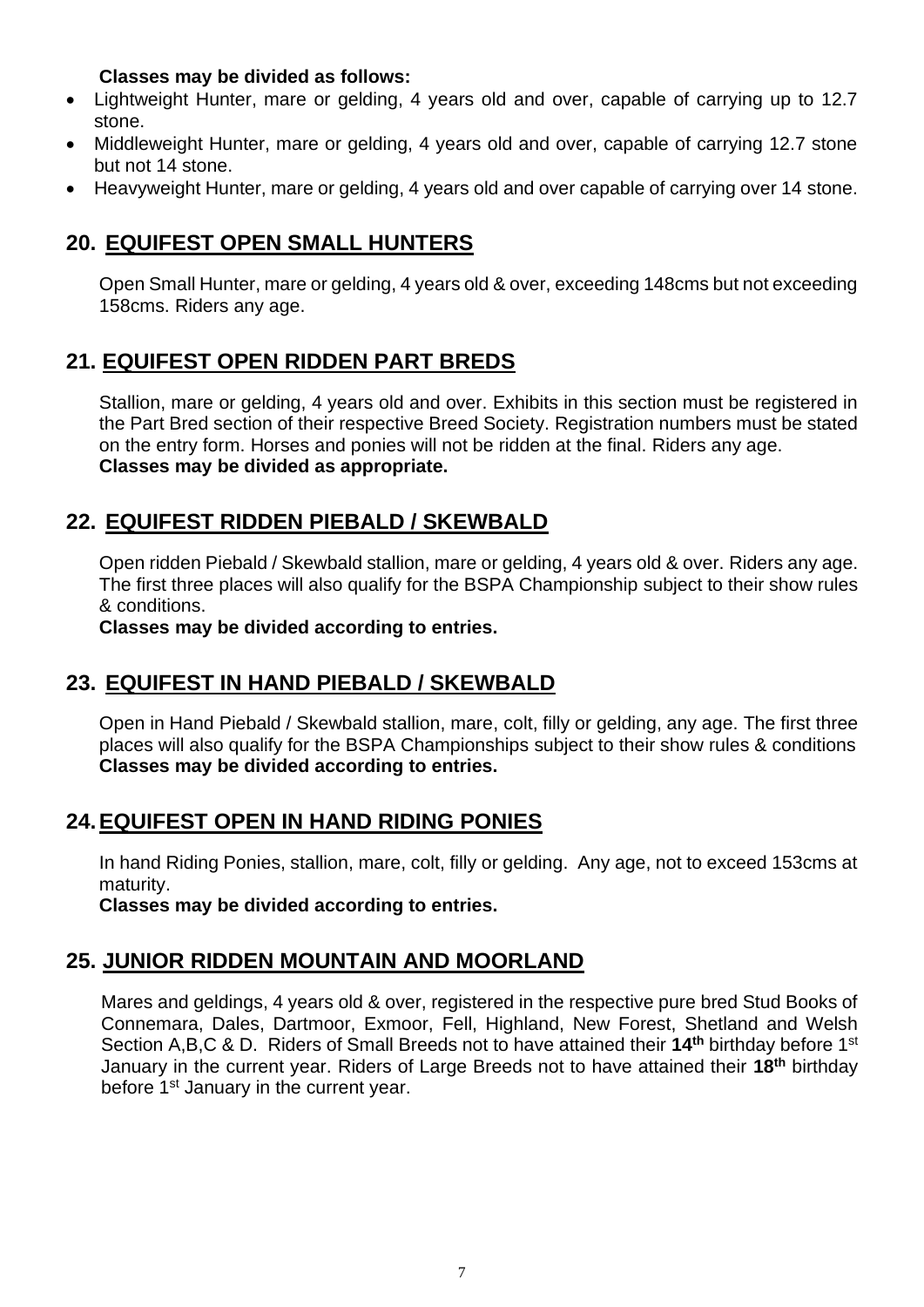**Classes may be divided as follows:**

- Lightweight Hunter, mare or gelding, 4 years old and over, capable of carrying up to 12.7 stone.
- Middleweight Hunter, mare or gelding, 4 years old and over, capable of carrying 12.7 stone but not 14 stone.
- Heavyweight Hunter, mare or gelding, 4 years old and over capable of carrying over 14 stone.

## 20. EQUIFEST OPEN SMALL HUNTERS

Open Small Hunter, mare or gelding, 4 years old & over, exceeding 148cms but not exceeding 158cms. Riders any age.

## 21. EQUIFEST OPEN RIDDEN PART BREDS

Stallion, mare or gelding, 4 years old and over. Exhibits in this section must be registered in the Part Bred section of their respective Breed Society. Registration numbers must be stated on the entry form. Horses and ponies will not be ridden at the final. Riders any age.
**Classes may be divided as appropriate.**

## 22. EQUIFEST RIDDEN PIEBALD / SKEWBALD

Open ridden Piebald / Skewbald stallion, mare or gelding, 4 years old & over. Riders any age. The first three places will also qualify for the BSPA Championship subject to their show rules & conditions.
**Classes may be divided according to entries.**

## 23. EQUIFEST IN HAND PIEBALD / SKEWBALD

Open in Hand Piebald / Skewbald stallion, mare, colt, filly or gelding, any age. The first three places will also qualify for the BSPA Championships subject to their show rules & conditions
**Classes may be divided according to entries.**

## 24. EQUIFEST OPEN IN HAND RIDING PONIES

In hand Riding Ponies, stallion, mare, colt, filly or gelding. Any age, not to exceed 153cms at maturity.
**Classes may be divided according to entries.**

## 25. JUNIOR RIDDEN MOUNTAIN AND MOORLAND

Mares and geldings, 4 years old & over, registered in the respective pure bred Stud Books of Connemara, Dales, Dartmoor, Exmoor, Fell, Highland, New Forest, Shetland and Welsh Section A,B,C & D. Riders of Small Breeds not to have attained their **14th** birthday before 1st January in the current year. Riders of Large Breeds not to have attained their **18th** birthday before 1st January in the current year.